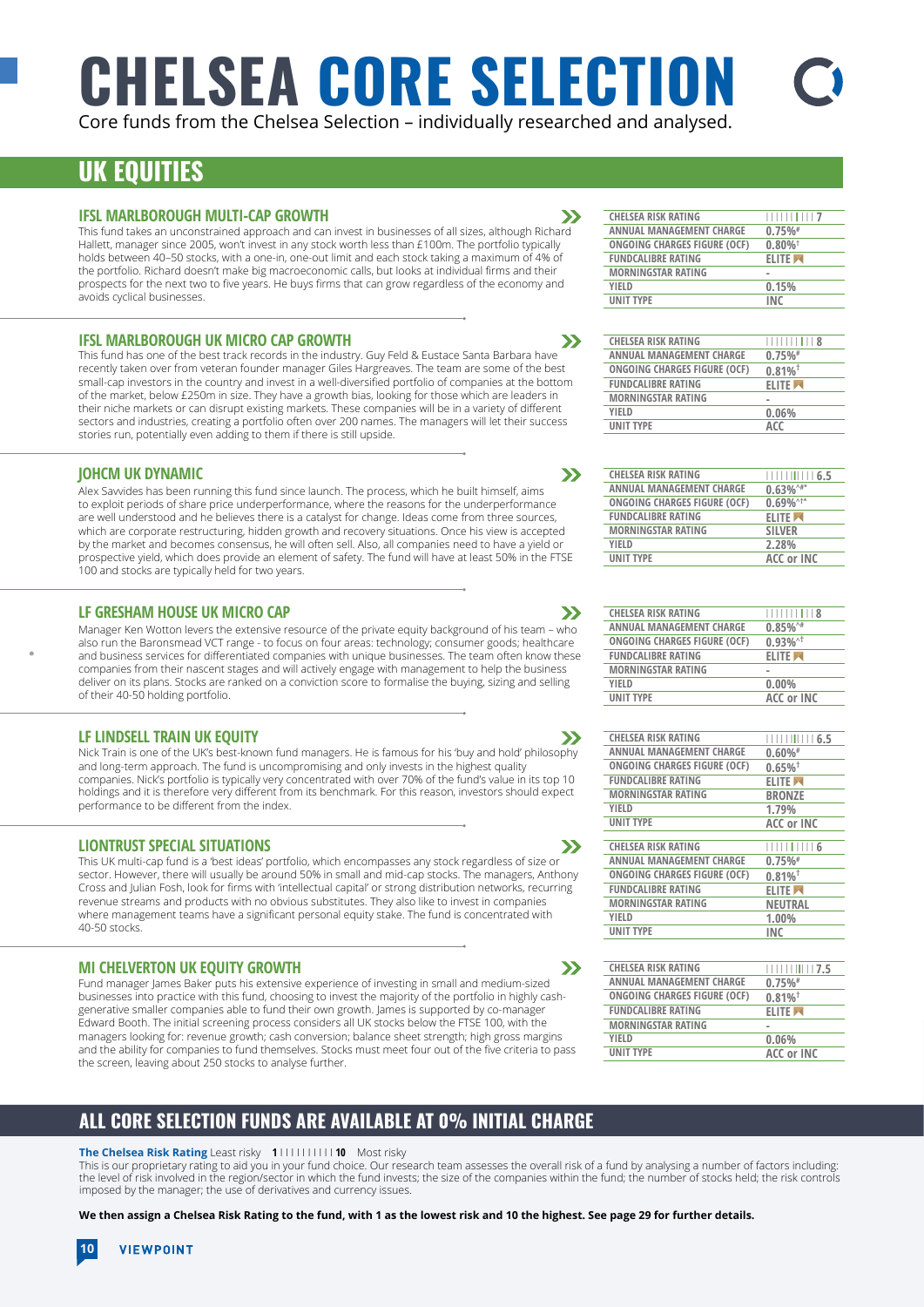# CHELSEA CORE SELECTION

Core funds from the Chelsea Selection – individually researched and analysed.

## UK EQUITIES

### IFSL MARLBOROUGH MULTI-CAP GROWTH

This fund takes an unconstrained approach and can invest in businesses of all sizes, although Richard Hallett, manager since 2005, won't invest in any stock worth less than £100m. The portfolio typically holds between 40–50 stocks, with a one-in, one-out limit and each stock taking a maximum of 4% of the portfolio. Richard doesn't make big macroeconomic calls, but looks at individual firms and their prospects for the next two to five years. He buys firms that can grow regardless of the economy and avoids cyclical businesses.

| | |
|---|---|
| CHELSEA RISK RATING | 7 |
| ANNUAL MANAGEMENT CHARGE | 0.75%# |
| ONGOING CHARGES FIGURE (OCF) | 0.80%† |
| FUNDCALIBRE RATING | ELITE |
| MORNINGSTAR RATING | - |
| YIELD | 0.15% |
| UNIT TYPE | INC |

### IFSL MARLBOROUGH UK MICRO CAP GROWTH

This fund has one of the best track records in the industry. Guy Feld & Eustace Santa Barbara have recently taken over from veteran founder manager Giles Hargreaves. The team are some of the best small-cap investors in the country and invest in a well-diversified portfolio of companies at the bottom of the market, below £250m in size. They have a growth bias, looking for those which are leaders in their niche markets or can disrupt existing markets. These companies will be in a variety of different sectors and industries, creating a portfolio often over 200 names. The managers will let their success stories run, potentially even adding to them if there is still upside.

| | |
|---|---|
| CHELSEA RISK RATING | 8 |
| ANNUAL MANAGEMENT CHARGE | 0.75%# |
| ONGOING CHARGES FIGURE (OCF) | 0.81%† |
| FUNDCALIBRE RATING | ELITE |
| MORNINGSTAR RATING | - |
| YIELD | 0.06% |
| UNIT TYPE | ACC |

### JOHCM UK DYNAMIC

Alex Savvides has been running this fund since launch. The process, which he built himself, aims to exploit periods of share price underperformance, where the reasons for the underperformance are well understood and he believes there is a catalyst for change. Ideas come from three sources, which are corporate restructuring, hidden growth and recovery situations. Once his view is accepted by the market and becomes consensus, he will often sell. Also, all companies need to have a yield or prospective yield, which does provide an element of safety. The fund will have at least 50% in the FTSE 100 and stocks are typically held for two years.

| | |
|---|---|
| CHELSEA RISK RATING | 6.5 |
| ANNUAL MANAGEMENT CHARGE | 0.63%^#* |
| ONGOING CHARGES FIGURE (OCF) | 0.69%^†* |
| FUNDCALIBRE RATING | ELITE |
| MORNINGSTAR RATING | SILVER |
| YIELD | 2.28% |
| UNIT TYPE | ACC or INC |

### LF GRESHAM HOUSE UK MICRO CAP

Manager Ken Wotton levers the extensive resource of the private equity background of his team – who also run the Baronsmead VCT range - to focus on four areas: technology; consumer goods; healthcare and business services for differentiated companies with unique businesses. The team often know these companies from their nascent stages and will actively engage with management to help the business deliver on its plans. Stocks are ranked on a conviction score to formalise the buying, sizing and selling of their 40-50 holding portfolio.

| | |
|---|---|
| CHELSEA RISK RATING | 8 |
| ANNUAL MANAGEMENT CHARGE | 0.85%^# |
| ONGOING CHARGES FIGURE (OCF) | 0.93%^† |
| FUNDCALIBRE RATING | ELITE |
| MORNINGSTAR RATING | - |
| YIELD | 0.00% |
| UNIT TYPE | ACC or INC |

### LF LINDSELL TRAIN UK EQUITY

Nick Train is one of the UK's best-known fund managers. He is famous for his 'buy and hold' philosophy and long-term approach. The fund is uncompromising and only invests in the highest quality companies. Nick's portfolio is typically very concentrated with over 70% of the fund's value in its top 10 holdings and it is therefore very different from its benchmark. For this reason, investors should expect performance to be different from the index.

| | |
|---|---|
| CHELSEA RISK RATING | 6.5 |
| ANNUAL MANAGEMENT CHARGE | 0.60%# |
| ONGOING CHARGES FIGURE (OCF) | 0.65%† |
| FUNDCALIBRE RATING | ELITE |
| MORNINGSTAR RATING | BRONZE |
| YIELD | 1.79% |
| UNIT TYPE | ACC or INC |

### LIONTRUST SPECIAL SITUATIONS

This UK multi-cap fund is a 'best ideas' portfolio, which encompasses any stock regardless of size or sector. However, there will usually be around 50% in small and mid-cap stocks. The managers, Anthony Cross and Julian Fosh, look for firms with 'intellectual capital' or strong distribution networks, recurring revenue streams and products with no obvious substitutes. They also like to invest in companies where management teams have a significant personal equity stake. The fund is concentrated with 40-50 stocks.

| | |
|---|---|
| CHELSEA RISK RATING | 6 |
| ANNUAL MANAGEMENT CHARGE | 0.75%# |
| ONGOING CHARGES FIGURE (OCF) | 0.81%† |
| FUNDCALIBRE RATING | ELITE |
| MORNINGSTAR RATING | NEUTRAL |
| YIELD | 1.00% |
| UNIT TYPE | INC |

### MI CHELVERTON UK EQUITY GROWTH

Fund manager James Baker puts his extensive experience of investing in small and medium-sized businesses into practice with this fund, choosing to invest the majority of the portfolio in highly cash-generative smaller companies able to fund their own growth. James is supported by co-manager Edward Booth. The initial screening process considers all UK stocks below the FTSE 100, with the managers looking for: revenue growth; cash conversion; balance sheet strength; high gross margins and the ability for companies to fund themselves. Stocks must meet four out of the five criteria to pass the screen, leaving about 250 stocks to analyse further.

| | |
|---|---|
| CHELSEA RISK RATING | 7.5 |
| ANNUAL MANAGEMENT CHARGE | 0.75%# |
| ONGOING CHARGES FIGURE (OCF) | 0.81%† |
| FUNDCALIBRE RATING | ELITE |
| MORNINGSTAR RATING | - |
| YIELD | 0.06% |
| UNIT TYPE | ACC or INC |

## ALL CORE SELECTION FUNDS ARE AVAILABLE AT 0% INITIAL CHARGE

**The Chelsea Risk Rating** Least risky **1** | | | | | | | | | **10** Most risky

This is our proprietary rating to aid you in your fund choice. Our research team assesses the overall risk of a fund by analysing a number of factors including: the level of risk involved in the region/sector in which the fund invests; the size of the companies within the fund; the number of stocks held; the risk controls imposed by the manager; the use of derivatives and currency issues.

**We then assign a Chelsea Risk Rating to the fund, with 1 as the lowest risk and 10 the highest. See page 29 for further details.**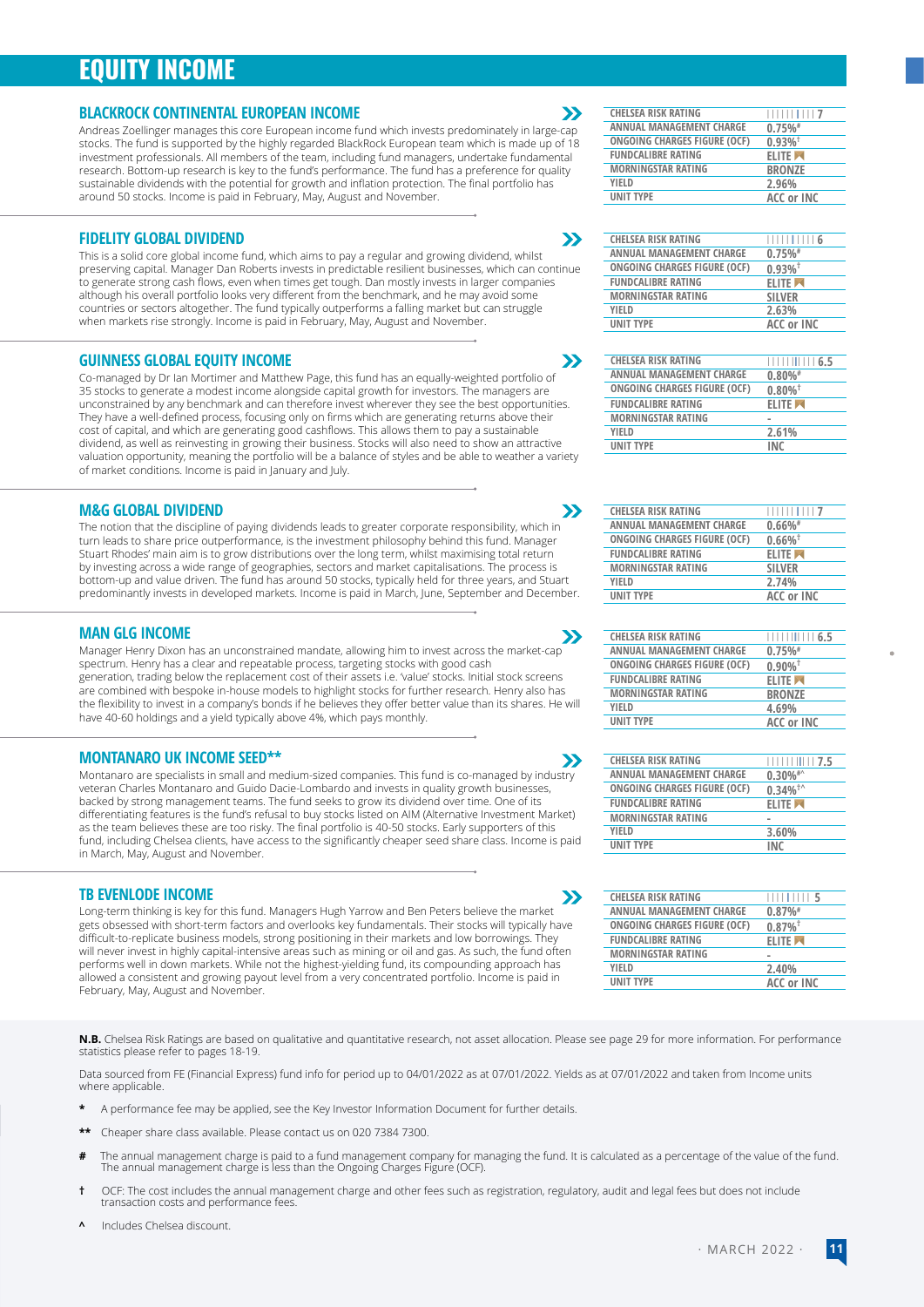# EQUITY INCOME

## BLACKROCK CONTINENTAL EUROPEAN INCOME

Andreas Zoellinger manages this core European income fund which invests predominately in large-cap stocks. The fund is supported by the highly regarded BlackRock European team which is made up of 18 investment professionals. All members of the team, including fund managers, undertake fundamental research. Bottom-up research is key to the fund's performance. The fund has a preference for quality sustainable dividends with the potential for growth and inflation protection. The final portfolio has around 50 stocks. Income is paid in February, May, August and November.

| | |
|---|---|
| CHELSEA RISK RATING | 7 |
| ANNUAL MANAGEMENT CHARGE | 0.75%# |
| ONGOING CHARGES FIGURE (OCF) | 0.93%† |
| FUNDCALIBRE RATING | ELITE |
| MORNINGSTAR RATING | BRONZE |
| YIELD | 2.96% |
| UNIT TYPE | ACC or INC |

## FIDELITY GLOBAL DIVIDEND

This is a solid core global income fund, which aims to pay a regular and growing dividend, whilst preserving capital. Manager Dan Roberts invests in predictable resilient businesses, which can continue to generate strong cash flows, even when times get tough. Dan mostly invests in larger companies although his overall portfolio looks very different from the benchmark, and he may avoid some countries or sectors altogether. The fund typically outperforms a falling market but can struggle when markets rise strongly. Income is paid in February, May, August and November.

| | |
|---|---|
| CHELSEA RISK RATING | 6 |
| ANNUAL MANAGEMENT CHARGE | 0.75%# |
| ONGOING CHARGES FIGURE (OCF) | 0.93%† |
| FUNDCALIBRE RATING | ELITE |
| MORNINGSTAR RATING | SILVER |
| YIELD | 2.63% |
| UNIT TYPE | ACC or INC |

## GUINNESS GLOBAL EQUITY INCOME

Co-managed by Dr Ian Mortimer and Matthew Page, this fund has an equally-weighted portfolio of 35 stocks to generate a modest income alongside capital growth for investors. The managers are unconstrained by any benchmark and can therefore invest wherever they see the best opportunities. They have a well-defined process, focusing only on firms which are generating returns above their cost of capital, and which are generating good cashflows. This allows them to pay a sustainable dividend, as well as reinvesting in growing their business. Stocks will also need to show an attractive valuation opportunity, meaning the portfolio will be a balance of styles and be able to weather a variety of market conditions. Income is paid in January and July.

| | |
|---|---|
| CHELSEA RISK RATING | 6.5 |
| ANNUAL MANAGEMENT CHARGE | 0.80%# |
| ONGOING CHARGES FIGURE (OCF) | 0.80%† |
| FUNDCALIBRE RATING | ELITE |
| MORNINGSTAR RATING | - |
| YIELD | 2.61% |
| UNIT TYPE | INC |

## M&G GLOBAL DIVIDEND

The notion that the discipline of paying dividends leads to greater corporate responsibility, which in turn leads to share price outperformance, is the investment philosophy behind this fund. Manager Stuart Rhodes' main aim is to grow distributions over the long term, whilst maximising total return by investing across a wide range of geographies, sectors and market capitalisations. The process is bottom-up and value driven. The fund has around 50 stocks, typically held for three years, and Stuart predominantly invests in developed markets. Income is paid in March, June, September and December.

| | |
|---|---|
| CHELSEA RISK RATING | 7 |
| ANNUAL MANAGEMENT CHARGE | 0.66%# |
| ONGOING CHARGES FIGURE (OCF) | 0.66%† |
| FUNDCALIBRE RATING | ELITE |
| MORNINGSTAR RATING | SILVER |
| YIELD | 2.74% |
| UNIT TYPE | ACC or INC |

## MAN GLG INCOME

Manager Henry Dixon has an unconstrained mandate, allowing him to invest across the market-cap spectrum. Henry has a clear and repeatable process, targeting stocks with good cash generation, trading below the replacement cost of their assets i.e. 'value' stocks. Initial stock screens are combined with bespoke in-house models to highlight stocks for further research. Henry also has the flexibility to invest in a company's bonds if he believes they offer better value than its shares. He will have 40-60 holdings and a yield typically above 4%, which pays monthly.

| | |
|---|---|
| CHELSEA RISK RATING | 6.5 |
| ANNUAL MANAGEMENT CHARGE | 0.75%# |
| ONGOING CHARGES FIGURE (OCF) | 0.90%† |
| FUNDCALIBRE RATING | ELITE |
| MORNINGSTAR RATING | BRONZE |
| YIELD | 4.69% |
| UNIT TYPE | ACC or INC |

## MONTANARO UK INCOME SEED**

Montanaro are specialists in small and medium-sized companies. This fund is co-managed by industry veteran Charles Montanaro and Guido Dacie-Lombardo and invests in quality growth businesses, backed by strong management teams. The fund seeks to grow its dividend over time. One of its differentiating features is the fund's refusal to buy stocks listed on AIM (Alternative Investment Market) as the team believes these are too risky. The final portfolio is 40-50 stocks. Early supporters of this fund, including Chelsea clients, have access to the significantly cheaper seed share class. Income is paid in March, May, August and November.

| | |
|---|---|
| CHELSEA RISK RATING | 7.5 |
| ANNUAL MANAGEMENT CHARGE | 0.30%#^ |
| ONGOING CHARGES FIGURE (OCF) | 0.34%†^ |
| FUNDCALIBRE RATING | ELITE |
| MORNINGSTAR RATING | - |
| YIELD | 3.60% |
| UNIT TYPE | INC |

## TB EVENLODE INCOME

Long-term thinking is key for this fund. Managers Hugh Yarrow and Ben Peters believe the market gets obsessed with short-term factors and overlooks key fundamentals. Their stocks will typically have difficult-to-replicate business models, strong positioning in their markets and low borrowings. They will never invest in highly capital-intensive areas such as mining or oil and gas. As such, the fund often performs well in down markets. While not the highest-yielding fund, its compounding approach has allowed a consistent and growing payout level from a very concentrated portfolio. Income is paid in February, May, August and November.

| | |
|---|---|
| CHELSEA RISK RATING | 5 |
| ANNUAL MANAGEMENT CHARGE | 0.87%# |
| ONGOING CHARGES FIGURE (OCF) | 0.87%† |
| FUNDCALIBRE RATING | ELITE |
| MORNINGSTAR RATING | - |
| YIELD | 2.40% |
| UNIT TYPE | ACC or INC |

**N.B.** Chelsea Risk Ratings are based on qualitative and quantitative research, not asset allocation. Please see page 29 for more information. For performance statistics please refer to pages 18-19.

Data sourced from FE (Financial Express) fund info for period up to 04/01/2022 as at 07/01/2022. Yields as at 07/01/2022 and taken from Income units where applicable.

- **\*** A performance fee may be applied, see the Key Investor Information Document for further details.
- **\*\*** Cheaper share class available. Please contact us on 020 7384 7300.
- **#** The annual management charge is paid to a fund management company for managing the fund. It is calculated as a percentage of the value of the fund. The annual management charge is less than the Ongoing Charges Figure (OCF).
- **†** OCF: The cost includes the annual management charge and other fees such as registration, regulatory, audit and legal fees but does not include transaction costs and performance fees.
- **^** Includes Chelsea discount.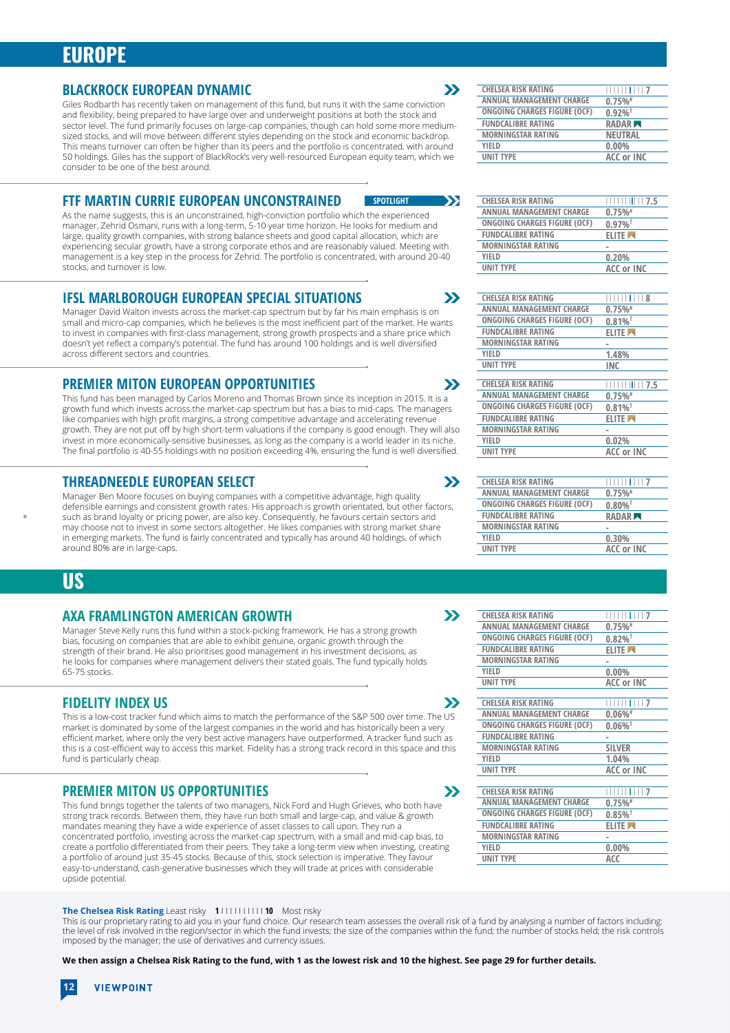# EUROPE

## BLACKROCK EUROPEAN DYNAMIC

Giles Rodbarth has recently taken on management of this fund, but runs it with the same conviction and flexibility, being prepared to have large over and underweight positions at both the stock and sector level. The fund primarily focuses on large-cap companies, though can hold some more medium-sized stocks, and will move between different styles depending on the stock and economic backdrop. This means turnover can often be higher than its peers and the portfolio is concentrated, with around 50 holdings. Giles has the support of BlackRock's very well-resourced European equity team, which we consider to be one of the best around.

| | |
|---|---|
| CHELSEA RISK RATING | 7 |
| ANNUAL MANAGEMENT CHARGE | 0.75%# |
| ONGOING CHARGES FIGURE (OCF) | 0.92%† |
| FUNDCALIBRE RATING | RADAR |
| MORNINGSTAR RATING | NEUTRAL |
| YIELD | 0.00% |
| UNIT TYPE | ACC or INC |

## FTF MARTIN CURRIE EUROPEAN UNCONSTRAINED

SPOTLIGHT

As the name suggests, this is an unconstrained, high-conviction portfolio which the experienced manager, Zehrid Osmani, runs with a long-term, 5-10 year time horizon. He looks for medium and large, quality growth companies, with strong balance sheets and good capital allocation, which are experiencing secular growth, have a strong corporate ethos and are reasonably valued. Meeting with management is a key step in the process for Zehrid. The portfolio is concentrated, with around 20-40 stocks, and turnover is low.

| | |
|---|---|
| CHELSEA RISK RATING | 7.5 |
| ANNUAL MANAGEMENT CHARGE | 0.75%# |
| ONGOING CHARGES FIGURE (OCF) | 0.97%† |
| FUNDCALIBRE RATING | ELITE |
| MORNINGSTAR RATING | - |
| YIELD | 0.20% |
| UNIT TYPE | ACC or INC |

## IFSL MARLBOROUGH EUROPEAN SPECIAL SITUATIONS

Manager David Walton invests across the market-cap spectrum but by far his main emphasis is on small and micro-cap companies, which he believes is the most inefficient part of the market. He wants to invest in companies with first-class management, strong growth prospects and a share price which doesn't yet reflect a company's potential. The fund has around 100 holdings and is well diversified across different sectors and countries.

| | |
|---|---|
| CHELSEA RISK RATING | 8 |
| ANNUAL MANAGEMENT CHARGE | 0.75%# |
| ONGOING CHARGES FIGURE (OCF) | 0.81%† |
| FUNDCALIBRE RATING | ELITE |
| MORNINGSTAR RATING | - |
| YIELD | 1.48% |
| UNIT TYPE | INC |

## PREMIER MITON EUROPEAN OPPORTUNITIES

This fund has been managed by Carlos Moreno and Thomas Brown since its inception in 2015. It is a growth fund which invests across the market-cap spectrum but has a bias to mid-caps. The managers like companies with high profit margins, a strong competitive advantage and accelerating revenue growth. They are not put off by high short-term valuations if the company is good enough. They will also invest in more economically-sensitive businesses, as long as the company is a world leader in its niche. The final portfolio is 40-55 holdings with no position exceeding 4%, ensuring the fund is well diversified.

| | |
|---|---|
| CHELSEA RISK RATING | 7.5 |
| ANNUAL MANAGEMENT CHARGE | 0.75%# |
| ONGOING CHARGES FIGURE (OCF) | 0.81%† |
| FUNDCALIBRE RATING | ELITE |
| MORNINGSTAR RATING | - |
| YIELD | 0.02% |
| UNIT TYPE | ACC or INC |

## THREADNEEDLE EUROPEAN SELECT

Manager Ben Moore focuses on buying companies with a competitive advantage, high quality defensible earnings and consistent growth rates. His approach is growth orientated, but other factors, such as brand loyalty or pricing power, are also key. Consequently, he favours certain sectors and may choose not to invest in some sectors altogether. He likes companies with strong market share in emerging markets. The fund is fairly concentrated and typically has around 40 holdings, of which around 80% are in large-caps.

| | |
|---|---|
| CHELSEA RISK RATING | 7 |
| ANNUAL MANAGEMENT CHARGE | 0.75%# |
| ONGOING CHARGES FIGURE (OCF) | 0.80%† |
| FUNDCALIBRE RATING | RADAR |
| MORNINGSTAR RATING | - |
| YIELD | 0.30% |
| UNIT TYPE | ACC or INC |

# US

## AXA FRAMLINGTON AMERICAN GROWTH

Manager Steve Kelly runs this fund within a stock-picking framework. He has a strong growth bias, focusing on companies that are able to exhibit genuine, organic growth through the strength of their brand. He also prioritises good management in his investment decisions, as he looks for companies where management delivers their stated goals. The fund typically holds 65-75 stocks.

| | |
|---|---|
| CHELSEA RISK RATING | 7 |
| ANNUAL MANAGEMENT CHARGE | 0.75%# |
| ONGOING CHARGES FIGURE (OCF) | 0.82%† |
| FUNDCALIBRE RATING | ELITE |
| MORNINGSTAR RATING | - |
| YIELD | 0.00% |
| UNIT TYPE | ACC or INC |

## FIDELITY INDEX US

This is a low-cost tracker fund which aims to match the performance of the S&P 500 over time. The US market is dominated by some of the largest companies in the world and has historically been a very efficient market, where only the very best active managers have outperformed. A tracker fund such as this is a cost-efficient way to access this market. Fidelity has a strong track record in this space and this fund is particularly cheap.

| | |
|---|---|
| CHELSEA RISK RATING | 7 |
| ANNUAL MANAGEMENT CHARGE | 0.06%# |
| ONGOING CHARGES FIGURE (OCF) | 0.06%† |
| FUNDCALIBRE RATING | - |
| MORNINGSTAR RATING | SILVER |
| YIELD | 1.04% |
| UNIT TYPE | ACC or INC |

## PREMIER MITON US OPPORTUNITIES

This fund brings together the talents of two managers, Nick Ford and Hugh Grieves, who both have strong track records. Between them, they have run both small and large-cap, and value & growth mandates meaning they have a wide experience of asset classes to call upon. They run a concentrated portfolio, investing across the market-cap spectrum, with a small and mid-cap bias, to create a portfolio differentiated from their peers. They take a long-term view when investing, creating a portfolio of around just 35-45 stocks. Because of this, stock selection is imperative. They favour easy-to-understand, cash-generative businesses which they will trade at prices with considerable upside potential.

| | |
|---|---|
| CHELSEA RISK RATING | 7 |
| ANNUAL MANAGEMENT CHARGE | 0.75%# |
| ONGOING CHARGES FIGURE (OCF) | 0.85%† |
| FUNDCALIBRE RATING | ELITE |
| MORNINGSTAR RATING | - |
| YIELD | 0.00% |
| UNIT TYPE | ACC |

**The Chelsea Risk Rating** Least risky **1** | | | | | | | | | | **10** Most risky

This is our proprietary rating to aid you in your fund choice. Our research team assesses the overall risk of a fund by analysing a number of factors including: the level of risk involved in the region/sector in which the fund invests; the size of the companies within the fund; the number of stocks held; the risk controls imposed by the manager; the use of derivatives and currency issues.

**We then assign a Chelsea Risk Rating to the fund, with 1 as the lowest risk and 10 the highest. See page 29 for further details.**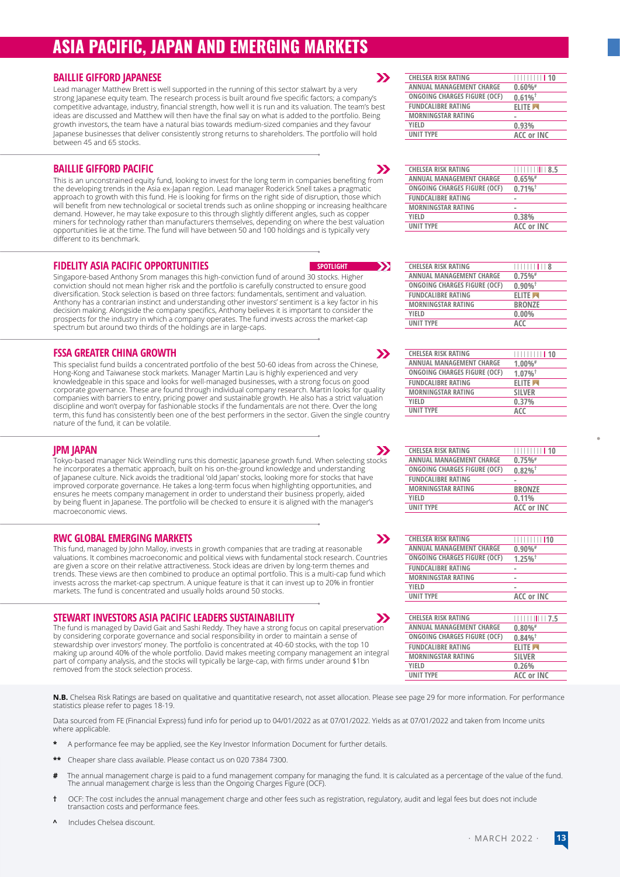# ASIA PACIFIC, JAPAN AND EMERGING MARKETS

## BAILLIE GIFFORD JAPANESE

Lead manager Matthew Brett is well supported in the running of this sector stalwart by a very strong Japanese equity team. The research process is built around five specific factors; a company's competitive advantage, industry, financial strength, how well it is run and its valuation. The team's best ideas are discussed and Matthew will then have the final say on what is added to the portfolio. Being growth investors, the team have a natural bias towards medium-sized companies and they favour Japanese businesses that deliver consistently strong returns to shareholders. The portfolio will hold between 45 and 65 stocks.

| | |
|---|---|
| CHELSEA RISK RATING | 10 |
| ANNUAL MANAGEMENT CHARGE | 0.60%# |
| ONGOING CHARGES FIGURE (OCF) | 0.61%† |
| FUNDCALIBRE RATING | ELITE |
| MORNINGSTAR RATING | - |
| YIELD | 0.93% |
| UNIT TYPE | ACC or INC |

## BAILLIE GIFFORD PACIFIC

This is an unconstrained equity fund, looking to invest for the long term in companies benefiting from the developing trends in the Asia ex-Japan region. Lead manager Roderick Snell takes a pragmatic approach to growth with this fund. He is looking for firms on the right side of disruption, those which will benefit from new technological or societal trends such as online shopping or increasing healthcare demand. However, he may take exposure to this through slightly different angles, such as copper miners for technology rather than manufacturers themselves, depending on where the best valuation opportunities lie at the time. The fund will have between 50 and 100 holdings and is typically very different to its benchmark.

| | |
|---|---|
| CHELSEA RISK RATING | 8.5 |
| ANNUAL MANAGEMENT CHARGE | 0.65%# |
| ONGOING CHARGES FIGURE (OCF) | 0.71%† |
| FUNDCALIBRE RATING | - |
| MORNINGSTAR RATING | - |
| YIELD | 0.38% |
| UNIT TYPE | ACC or INC |

## FIDELITY ASIA PACIFIC OPPORTUNITIES

SPOTLIGHT

Singapore-based Anthony Srom manages this high-conviction fund of around 30 stocks. Higher conviction should not mean higher risk and the portfolio is carefully constructed to ensure good diversification. Stock selection is based on three factors: fundamentals, sentiment and valuation. Anthony has a contrarian instinct and understanding other investors' sentiment is a key factor in his decision making. Alongside the company specifics, Anthony believes it is important to consider the prospects for the industry in which a company operates. The fund invests across the market-cap spectrum but around two thirds of the holdings are in large-caps.

| | |
|---|---|
| CHELSEA RISK RATING | 8 |
| ANNUAL MANAGEMENT CHARGE | 0.75%# |
| ONGOING CHARGES FIGURE (OCF) | 0.90%† |
| FUNDCALIBRE RATING | ELITE |
| MORNINGSTAR RATING | BRONZE |
| YIELD | 0.00% |
| UNIT TYPE | ACC |

## FSSA GREATER CHINA GROWTH

This specialist fund builds a concentrated portfolio of the best 50-60 ideas from across the Chinese, Hong-Kong and Taiwanese stock markets. Manager Martin Lau is highly experienced and very knowledgeable in this space and looks for well-managed businesses, with a strong focus on good corporate governance. These are found through individual company research. Martin looks for quality companies with barriers to entry, pricing power and sustainable growth. He also has a strict valuation discipline and won't overpay for fashionable stocks if the fundamentals are not there. Over the long term, this fund has consistently been one of the best performers in the sector. Given the single country nature of the fund, it can be volatile.

| | |
|---|---|
| CHELSEA RISK RATING | 10 |
| ANNUAL MANAGEMENT CHARGE | 1.00%# |
| ONGOING CHARGES FIGURE (OCF) | 1.07%† |
| FUNDCALIBRE RATING | ELITE |
| MORNINGSTAR RATING | SILVER |
| YIELD | 0.37% |
| UNIT TYPE | ACC |

## JPM JAPAN

Tokyo-based manager Nick Weindling runs this domestic Japanese growth fund. When selecting stocks he incorporates a thematic approach, built on his on-the-ground knowledge and understanding of Japanese culture. Nick avoids the traditional 'old Japan' stocks, looking more for stocks that have improved corporate governance. He takes a long-term focus when highlighting opportunities, and ensures he meets company management in order to understand their business properly, aided by being fluent in Japanese. The portfolio will be checked to ensure it is aligned with the manager's macroeconomic views.

| | |
|---|---|
| CHELSEA RISK RATING | 10 |
| ANNUAL MANAGEMENT CHARGE | 0.75%# |
| ONGOING CHARGES FIGURE (OCF) | 0.82%† |
| FUNDCALIBRE RATING | - |
| MORNINGSTAR RATING | BRONZE |
| YIELD | 0.11% |
| UNIT TYPE | ACC or INC |

## RWC GLOBAL EMERGING MARKETS

This fund, managed by John Malloy, invests in growth companies that are trading at reasonable valuations. It combines macroeconomic and political views with fundamental stock research. Countries are given a score on their relative attractiveness. Stock ideas are driven by long-term themes and trends. These views are then combined to produce an optimal portfolio. This is a multi-cap fund which invests across the market-cap spectrum. A unique feature is that it can invest up to 20% in frontier markets. The fund is concentrated and usually holds around 50 stocks.

| | |
|---|---|
| CHELSEA RISK RATING | 10 |
| ANNUAL MANAGEMENT CHARGE | 0.90%# |
| ONGOING CHARGES FIGURE (OCF) | 1.25%† |
| FUNDCALIBRE RATING | - |
| MORNINGSTAR RATING | - |
| YIELD | - |
| UNIT TYPE | ACC or INC |

## STEWART INVESTORS ASIA PACIFIC LEADERS SUSTAINABILITY

The fund is managed by David Gait and Sashi Reddy. They have a strong focus on capital preservation by considering corporate governance and social responsibility in order to maintain a sense of stewardship over investors' money. The portfolio is concentrated at 40-60 stocks, with the top 10 making up around 40% of the whole portfolio. David makes meeting company management an integral part of company analysis, and the stocks will typically be large-cap, with firms under around $1bn removed from the stock selection process.

| | |
|---|---|
| CHELSEA RISK RATING | 7.5 |
| ANNUAL MANAGEMENT CHARGE | 0.80%# |
| ONGOING CHARGES FIGURE (OCF) | 0.84%† |
| FUNDCALIBRE RATING | ELITE |
| MORNINGSTAR RATING | SILVER |
| YIELD | 0.26% |
| UNIT TYPE | ACC or INC |

**N.B.** Chelsea Risk Ratings are based on qualitative and quantitative research, not asset allocation. Please see page 29 for more information. For performance statistics please refer to pages 18-19.

Data sourced from FE (Financial Express) fund info for period up to 04/01/2022 as at 07/01/2022. Yields as at 07/01/2022 and taken from Income units where applicable.

- **\*** A performance fee may be applied, see the Key Investor Information Document for further details.
- **\*\*** Cheaper share class available. Please contact us on 020 7384 7300.
- **#** The annual management charge is paid to a fund management company for managing the fund. It is calculated as a percentage of the value of the fund. The annual management charge is less than the Ongoing Charges Figure (OCF).
- **†** OCF: The cost includes the annual management charge and other fees such as registration, regulatory, audit and legal fees but does not include transaction costs and performance fees.
- **^** Includes Chelsea discount.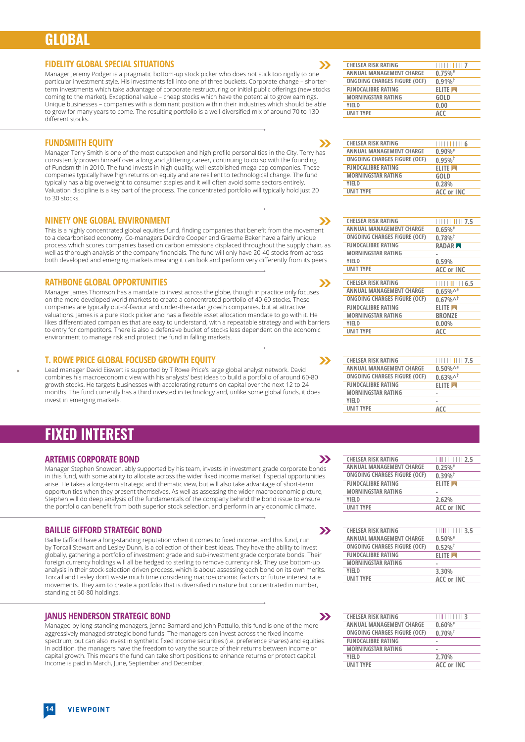# GLOBAL

## FIDELITY GLOBAL SPECIAL SITUATIONS

Manager Jeremy Podger is a pragmatic bottom-up stock picker who does not stick too rigidly to one particular investment style. His investments fall into one of three buckets. Corporate change – shorter-term investments which take advantage of corporate restructuring or initial public offerings (new stocks coming to the market). Exceptional value – cheap stocks which have the potential to grow earnings. Unique businesses – companies with a dominant position within their industries which should be able to grow for many years to come. The resulting portfolio is a well-diversified mix of around 70 to 130 different stocks.

| | |
|---|---|
| CHELSEA RISK RATING | 7 |
| ANNUAL MANAGEMENT CHARGE | 0.75%# |
| ONGOING CHARGES FIGURE (OCF) | 0.91%† |
| FUNDCALIBRE RATING | ELITE |
| MORNINGSTAR RATING | GOLD |
| YIELD | 0.00 |
| UNIT TYPE | ACC |

## FUNDSMITH EQUITY

Manager Terry Smith is one of the most outspoken and high profile personalities in the City. Terry has consistently proven himself over a long and glittering career, continuing to do so with the founding of Fundsmith in 2010. The fund invests in high quality, well-established mega-cap companies. These companies typically have high returns on equity and are resilient to technological change. The fund typically has a big overweight to consumer staples and it will often avoid some sectors entirely. Valuation discipline is a key part of the process. The concentrated portfolio will typically hold just 20 to 30 stocks.

| | |
|---|---|
| CHELSEA RISK RATING | 6 |
| ANNUAL MANAGEMENT CHARGE | 0.90%# |
| ONGOING CHARGES FIGURE (OCF) | 0.95%† |
| FUNDCALIBRE RATING | ELITE |
| MORNINGSTAR RATING | GOLD |
| YIELD | 0.28% |
| UNIT TYPE | ACC or INC |

## NINETY ONE GLOBAL ENVIRONMENT

This is a highly concentrated global equities fund, finding companies that benefit from the movement to a decarbonised economy. Co-managers Deirdre Cooper and Graeme Baker have a fairly unique process which scores companies based on carbon emissions displaced throughout the supply chain, as well as thorough analysis of the company financials. The fund will only have 20-40 stocks from across both developed and emerging markets meaning it can look and perform very differently from its peers.

| | |
|---|---|
| CHELSEA RISK RATING | 7.5 |
| ANNUAL MANAGEMENT CHARGE | 0.65%# |
| ONGOING CHARGES FIGURE (OCF) | 0.78%† |
| FUNDCALIBRE RATING | RADAR |
| MORNINGSTAR RATING | - |
| YIELD | 0.59% |
| UNIT TYPE | ACC or INC |

## RATHBONE GLOBAL OPPORTUNITIES

Manager James Thomson has a mandate to invest across the globe, though in practice only focuses on the more developed world markets to create a concentrated portfolio of 40-60 stocks. These companies are typically out-of-favour and under-the-radar growth companies, but at attractive valuations. James is a pure stock picker and has a flexible asset allocation mandate to go with it. He likes differentiated companies that are easy to understand, with a repeatable strategy and with barriers to entry for competitors. There is also a defensive bucket of stocks less dependent on the economic environment to manage risk and protect the fund in falling markets.

| | |
|---|---|
| CHELSEA RISK RATING | 6.5 |
| ANNUAL MANAGEMENT CHARGE | 0.65%^# |
| ONGOING CHARGES FIGURE (OCF) | 0.67%^† |
| FUNDCALIBRE RATING | ELITE |
| MORNINGSTAR RATING | BRONZE |
| YIELD | 0.00% |
| UNIT TYPE | ACC |

## T. ROWE PRICE GLOBAL FOCUSED GROWTH EQUITY

Lead manager David Eiswert is supported by T Rowe Price's large global analyst network. David combines his macroeconomic view with his analysts' best ideas to build a portfolio of around 60-80 growth stocks. He targets businesses with accelerating returns on capital over the next 12 to 24 months. The fund currently has a third invested in technology and, unlike some global funds, it does invest in emerging markets.

| | |
|---|---|
| CHELSEA RISK RATING | 7.5 |
| ANNUAL MANAGEMENT CHARGE | 0.50%^# |
| ONGOING CHARGES FIGURE (OCF) | 0.63%^† |
| FUNDCALIBRE RATING | ELITE |
| MORNINGSTAR RATING | - |
| YIELD | - |
| UNIT TYPE | ACC |

# FIXED INTEREST

## ARTEMIS CORPORATE BOND

Manager Stephen Snowden, ably supported by his team, invests in investment grade corporate bonds in this fund, with some ability to allocate across the wider fixed income market if special opportunities arise. He takes a long-term strategic and thematic view, but will also take advantage of short-term opportunities when they present themselves. As well as assessing the wider macroeconomic picture, Stephen will do deep analysis of the fundamentals of the company behind the bond issue to ensure the portfolio can benefit from both superior stock selection, and perform in any economic climate.

| | |
|---|---|
| CHELSEA RISK RATING | 2.5 |
| ANNUAL MANAGEMENT CHARGE | 0.25%# |
| ONGOING CHARGES FIGURE (OCF) | 0.39%† |
| FUNDCALIBRE RATING | ELITE |
| MORNINGSTAR RATING | - |
| YIELD | 2.62% |
| UNIT TYPE | ACC or INC |

## BAILLIE GIFFORD STRATEGIC BOND

Baillie Gifford have a long-standing reputation when it comes to fixed income, and this fund, run by Torcail Stewart and Lesley Dunn, is a collection of their best ideas. They have the ability to invest globally, gathering a portfolio of investment grade and sub-investment grade corporate bonds. Their foreign currency holdings will all be hedged to sterling to remove currency risk. They use bottom-up analysis in their stock-selection driven process, which is about assessing each bond on its own merits. Torcail and Lesley don't waste much time considering macroeconomic factors or future interest rate movements. They aim to create a portfolio that is diversified in nature but concentrated in number, standing at 60-80 holdings.

| | |
|---|---|
| CHELSEA RISK RATING | 3.5 |
| ANNUAL MANAGEMENT CHARGE | 0.50%# |
| ONGOING CHARGES FIGURE (OCF) | 0.52%† |
| FUNDCALIBRE RATING | ELITE |
| MORNINGSTAR RATING | - |
| YIELD | 3.30% |
| UNIT TYPE | ACC or INC |

## JANUS HENDERSON STRATEGIC BOND

Managed by long-standing managers, Jenna Barnard and John Pattullo, this fund is one of the more aggressively managed strategic bond funds. The managers can invest across the fixed income spectrum, but can also invest in synthetic fixed income securities (i.e. preference shares) and equities. In addition, the managers have the freedom to vary the source of their returns between income or capital growth. This means the fund can take short positions to enhance returns or protect capital. Income is paid in March, June, September and December.

| | |
|---|---|
| CHELSEA RISK RATING | 3 |
| ANNUAL MANAGEMENT CHARGE | 0.60%# |
| ONGOING CHARGES FIGURE (OCF) | 0.70%† |
| FUNDCALIBRE RATING | - |
| MORNINGSTAR RATING | - |
| YIELD | 2.70% |
| UNIT TYPE | ACC or INC |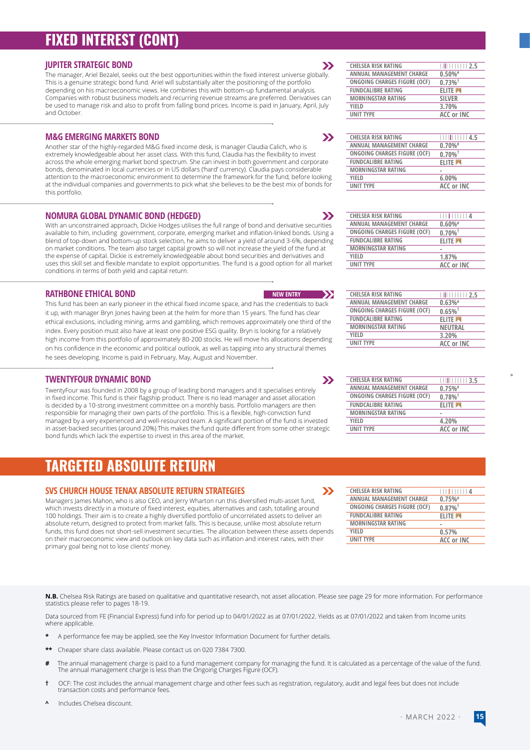# FIXED INTEREST (CONT)

## JUPITER STRATEGIC BOND

The manager, Ariel Bezalel, seeks out the best opportunities within the fixed interest universe globally. This is a genuine strategic bond fund. Ariel will substantially alter the positioning of the portfolio depending on his macroeconomic views. He combines this with bottom-up fundamental analysis. Companies with robust business models and recurring revenue streams are preferred. Derivatives can be used to manage risk and also to profit from falling bond prices. Income is paid in January, April, July and October.

| | |
|---|---|
| CHELSEA RISK RATING | 2.5 |
| ANNUAL MANAGEMENT CHARGE | 0.50%# |
| ONGOING CHARGES FIGURE (OCF) | 0.73%† |
| FUNDCALIBRE RATING | ELITE |
| MORNINGSTAR RATING | SILVER |
| YIELD | 3.70% |
| UNIT TYPE | ACC or INC |

## M&G EMERGING MARKETS BOND

Another star of the highly-regarded M&G fixed income desk, is manager Claudia Calich, who is extremely knowledgeable about her asset class. With this fund, Claudia has the flexibility to invest across the whole emerging market bond spectrum. She can invest in both government and corporate bonds, denominated in local currencies or in US dollars ('hard' currency). Claudia pays considerable attention to the macroeconomic environment to determine the framework for the fund, before looking at the individual companies and governments to pick what she believes to be the best mix of bonds for this portfolio.

| | |
|---|---|
| CHELSEA RISK RATING | 4.5 |
| ANNUAL MANAGEMENT CHARGE | 0.70%# |
| ONGOING CHARGES FIGURE (OCF) | 0.70%† |
| FUNDCALIBRE RATING | ELITE |
| MORNINGSTAR RATING | - |
| YIELD | 6.00% |
| UNIT TYPE | ACC or INC |

## NOMURA GLOBAL DYNAMIC BOND (HEDGED)

With an unconstrained approach, Dickie Hodges utilises the full range of bond and derivative securities available to him, including government, corporate, emerging market and inflation-linked bonds. Using a blend of top-down and bottom-up stock selection, he aims to deliver a yield of around 3-6%, depending on market conditions. The team also target capital growth so will not increase the yield of the fund at the expense of capital. Dickie is extremely knowledgeable about bond securities and derivatives and uses this skill set and flexible mandate to exploit opportunities. The fund is a good option for all market conditions in terms of both yield and capital return.

| | |
|---|---|
| CHELSEA RISK RATING | 4 |
| ANNUAL MANAGEMENT CHARGE | 0.60%# |
| ONGOING CHARGES FIGURE (OCF) | 0.70%† |
| FUNDCALIBRE RATING | ELITE |
| MORNINGSTAR RATING | - |
| YIELD | 1.87% |
| UNIT TYPE | ACC or INC |

## RATHBONE ETHICAL BOND

NEW ENTRY

This fund has been an early pioneer in the ethical fixed income space, and has the credentials to back it up, with manager Bryn Jones having been at the helm for more than 15 years. The fund has clear ethical exclusions, including mining, arms and gambling, which removes approximately one third of the index. Every position must also have at least one positive ESG quality. Bryn is looking for a relatively high income from this portfolio of approximately 80-200 stocks. He will move his allocations depending on his confidence in the economic and political outlook, as well as tapping into any structural themes he sees developing. Income is paid in February, May, August and November.

| | |
|---|---|
| CHELSEA RISK RATING | 2.5 |
| ANNUAL MANAGEMENT CHARGE | 0.63%# |
| ONGOING CHARGES FIGURE (OCF) | 0.65%† |
| FUNDCALIBRE RATING | ELITE |
| MORNINGSTAR RATING | NEUTRAL |
| YIELD | 3.20% |
| UNIT TYPE | ACC or INC |

## TWENTYFOUR DYNAMIC BOND

TwentyFour was founded in 2008 by a group of leading bond managers and it specialises entirely in fixed income. This fund is their flagship product. There is no lead manager and asset allocation is decided by a 10-strong investment committee on a monthly basis. Portfolio managers are then responsible for managing their own parts of the portfolio. This is a flexible, high-conviction fund managed by a very experienced and well-resourced team. A significant portion of the fund is invested in asset-backed securities (around 20%).This makes the fund quite different from some other strategic bond funds which lack the expertise to invest in this area of the market.

| | |
|---|---|
| CHELSEA RISK RATING | 3.5 |
| ANNUAL MANAGEMENT CHARGE | 0.75%# |
| ONGOING CHARGES FIGURE (OCF) | 0.78%† |
| FUNDCALIBRE RATING | ELITE |
| MORNINGSTAR RATING | - |
| YIELD | 4.20% |
| UNIT TYPE | ACC or INC |

# TARGETED ABSOLUTE RETURN

## SVS CHURCH HOUSE TENAX ABSOLUTE RETURN STRATEGIES

Managers James Mahon, who is also CEO, and Jerry Wharton run this diversified multi-asset fund, which invests directly in a mixture of fixed interest, equities, alternatives and cash, totalling around 100 holdings. Their aim is to create a highly diversified portfolio of uncorrelated assets to deliver an absolute return, designed to protect from market falls. This is because, unlike most absolute return funds, this fund does not short-sell investment securities. The allocation between these assets depends on their macroeconomic view and outlook on key data such as inflation and interest rates, with their primary goal being not to lose clients' money.

| | |
|---|---|
| CHELSEA RISK RATING | 4 |
| ANNUAL MANAGEMENT CHARGE | 0.75%# |
| ONGOING CHARGES FIGURE (OCF) | 0.87%† |
| FUNDCALIBRE RATING | ELITE |
| MORNINGSTAR RATING | - |
| YIELD | 0.57% |
| UNIT TYPE | ACC or INC |

**N.B.** Chelsea Risk Ratings are based on qualitative and quantitative research, not asset allocation. Please see page 29 for more information. For performance statistics please refer to pages 18-19.

Data sourced from FE (Financial Express) fund info for period up to 04/01/2022 as at 07/01/2022. Yields as at 07/01/2022 and taken from Income units where applicable.

- **\*** A performance fee may be applied, see the Key Investor Information Document for further details.
- **\*\*** Cheaper share class available. Please contact us on 020 7384 7300.
- **#** The annual management charge is paid to a fund management company for managing the fund. It is calculated as a percentage of the value of the fund. The annual management charge is less than the Ongoing Charges Figure (OCF).
- **†** OCF: The cost includes the annual management charge and other fees such as registration, regulatory, audit and legal fees but does not include transaction costs and performance fees.
- **^** Includes Chelsea discount.